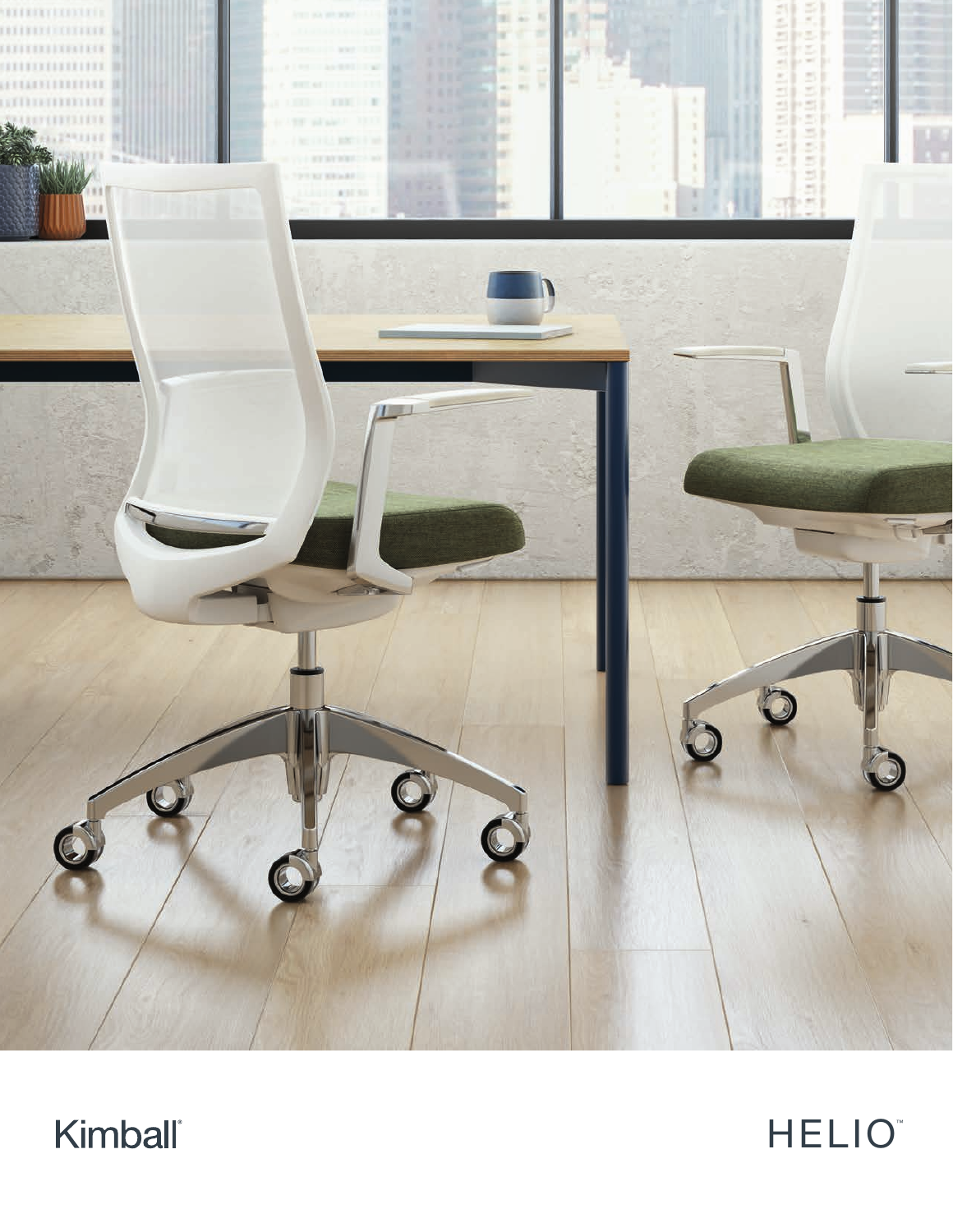Kimball®

# HELIO™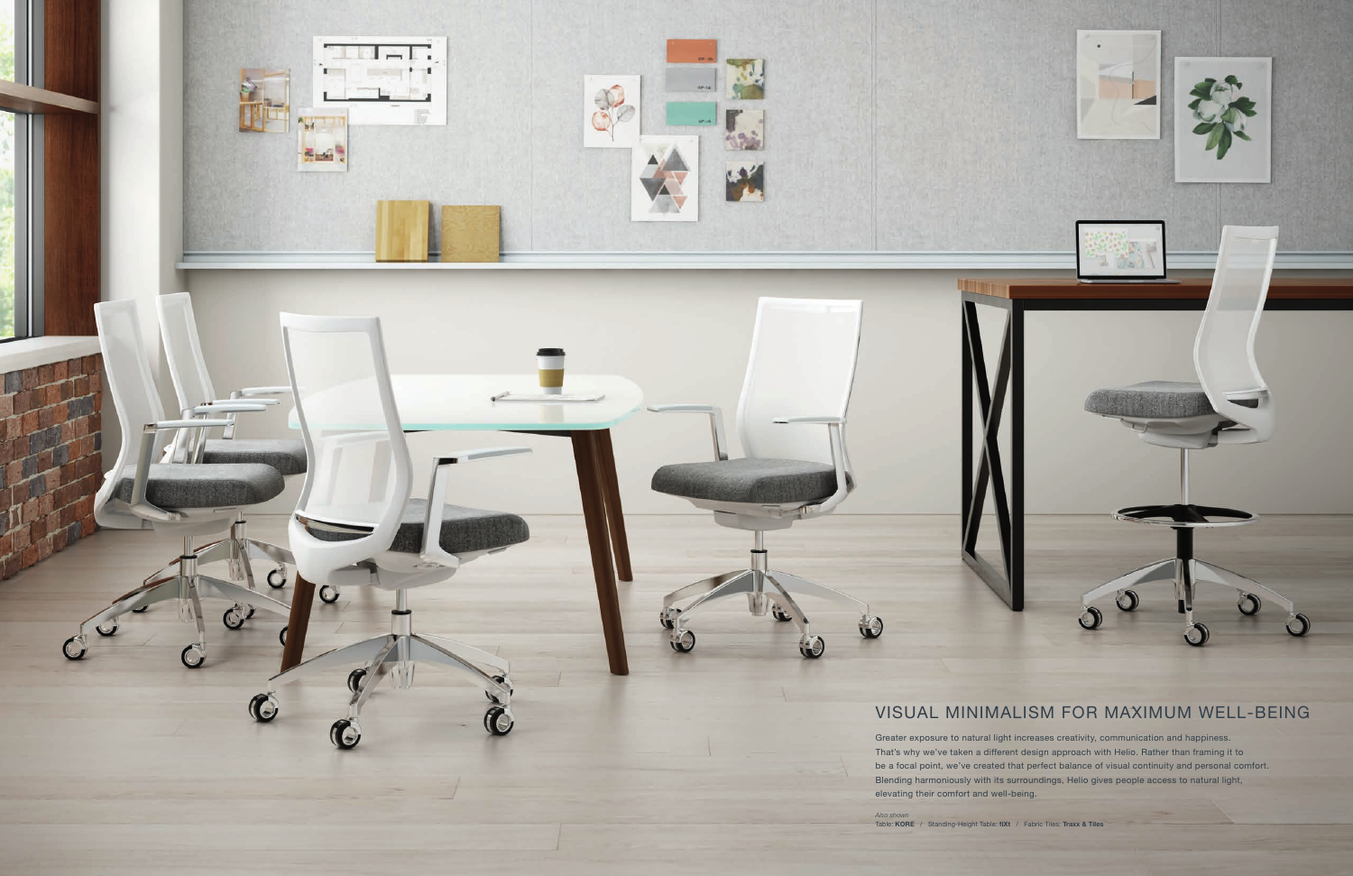## VISUAL MINIMALISM FOR MAXIMUM WELL-BEING

Greater exposure to natural light increases creativity, communication and happiness. That's why we've taken a different design approach with Helio. Rather than framing it to be a focal point, we've created that perfect balance of visual continuity and personal comfort. Blending harmoniously with its surroundings, Helio gives people access to natural light, elevating their comfort and well-being.

*Also shown*
Table: **KORE** / Standing-Height Table: **fiXt** / Fabric Tiles: **Traxx & Tiles**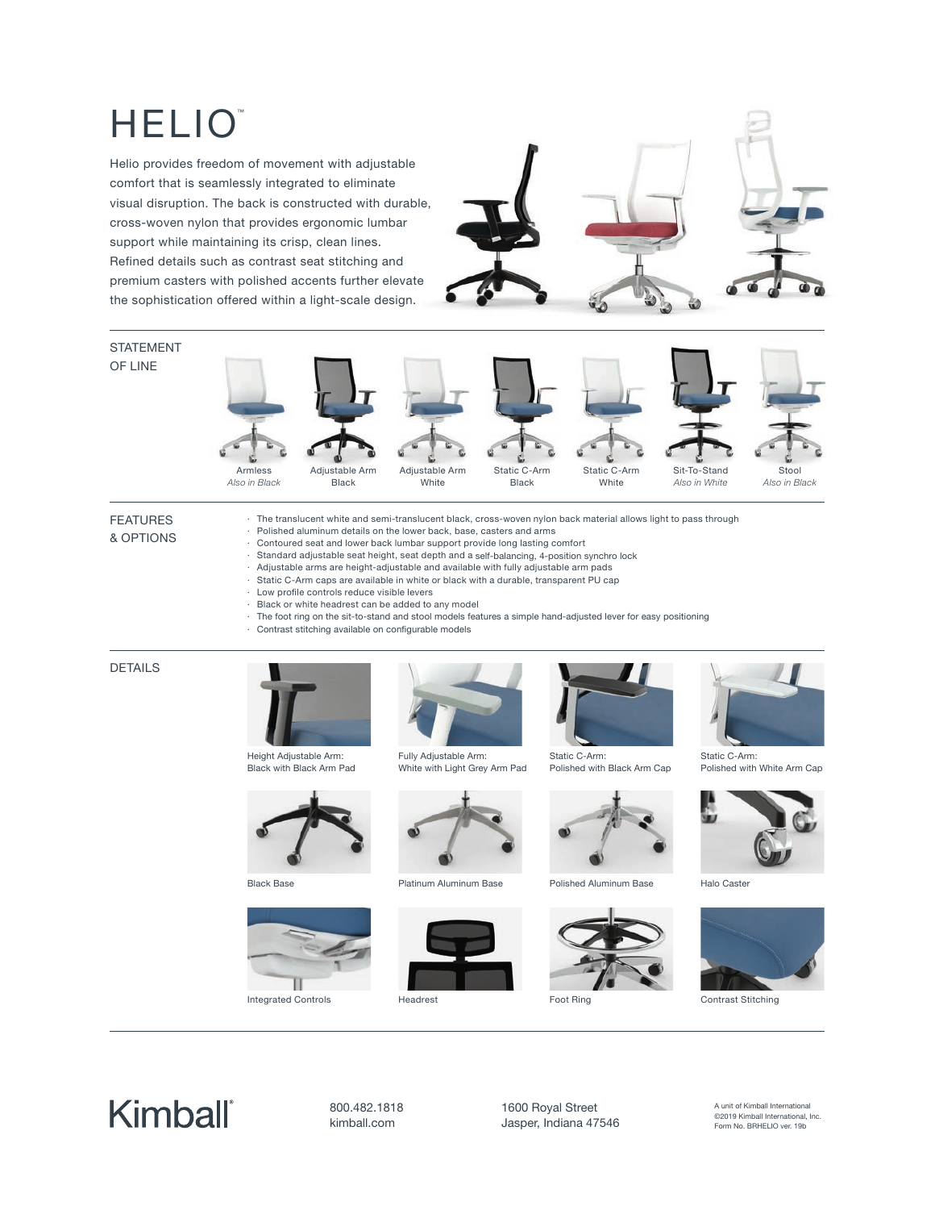# HELIO™

Helio provides freedom of movement with adjustable comfort that is seamlessly integrated to eliminate visual disruption. The back is constructed with durable, cross-woven nylon that provides ergonomic lumbar support while maintaining its crisp, clean lines. Refined details such as contrast seat stitching and premium casters with polished accents further elevate the sophistication offered within a light-scale design.

## STATEMENT OF LINE

Armless
*Also in Black*

Adjustable Arm
Black

Adjustable Arm
White

Static C-Arm
Black

Static C-Arm
White

Sit-To-Stand
*Also in White*

Stool
*Also in Black*

## FEATURES & OPTIONS

- The translucent white and semi-translucent black, cross-woven nylon back material allows light to pass through
- Polished aluminum details on the lower back, base, casters and arms
- Contoured seat and lower back lumbar support provide long lasting comfort
- Standard adjustable seat height, seat depth and a self-balancing, 4-position synchro lock
- Adjustable arms are height-adjustable and available with fully adjustable arm pads
- Static C-Arm caps are available in white or black with a durable, transparent PU cap
- Low profile controls reduce visible levers
- Black or white headrest can be added to any model
- The foot ring on the sit-to-stand and stool models features a simple hand-adjusted lever for easy positioning
- Contrast stitching available on configurable models

## DETAILS

Height Adjustable Arm:
Black with Black Arm Pad

Fully Adjustable Arm:
White with Light Grey Arm Pad

Static C-Arm:
Polished with Black Arm Cap

Static C-Arm:
Polished with White Arm Cap

Black Base

Platinum Aluminum Base

Polished Aluminum Base

Halo Caster

Integrated Controls

Headrest

Foot Ring

Contrast Stitching

Kimball®

800.482.1818
kimball.com

1600 Royal Street
Jasper, Indiana 47546

A unit of Kimball International
©2019 Kimball International, Inc.
Form No. BRHELIO ver. 19b